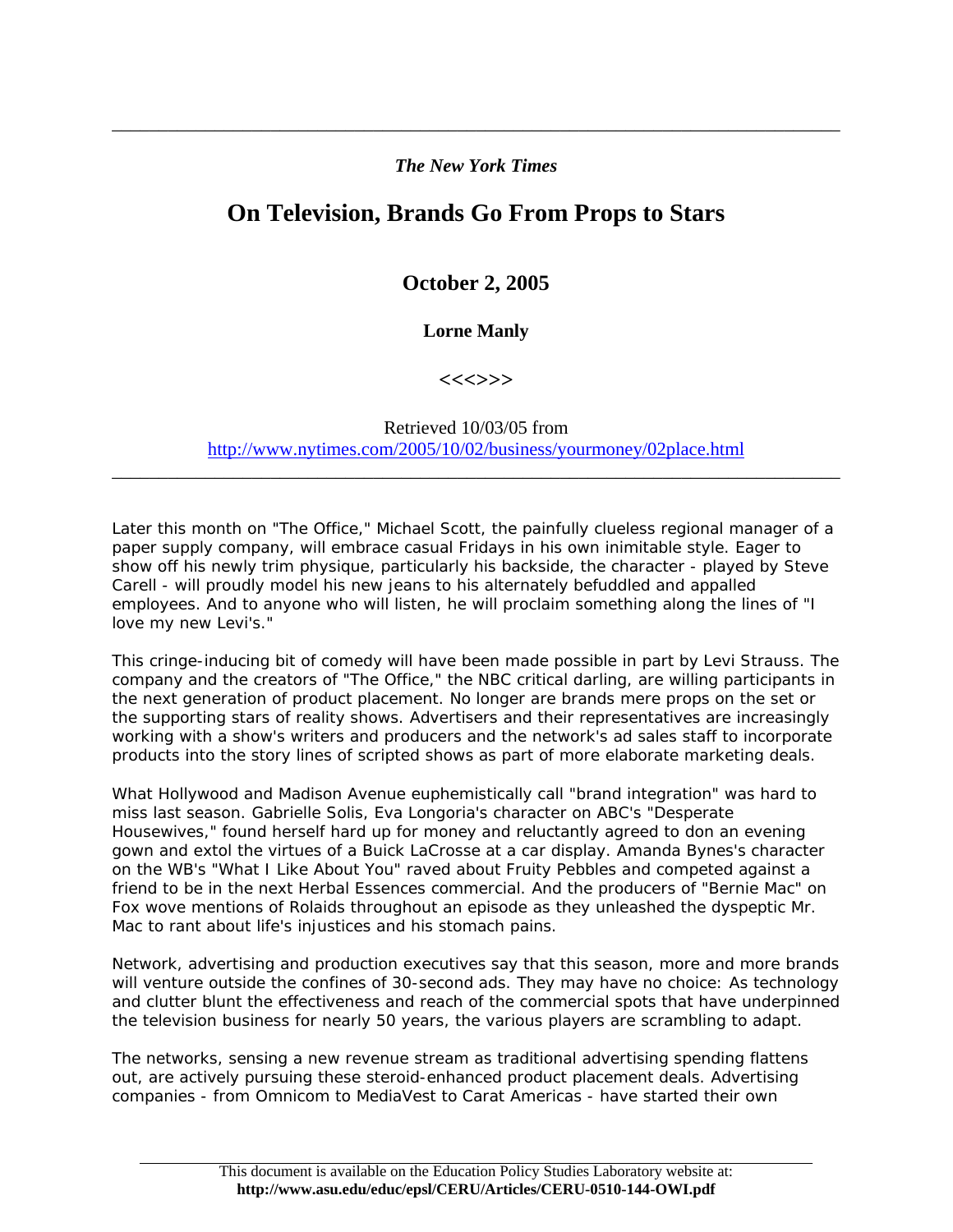*The New York Times*

# On Television, Brands Go From Props to Stars

## October 2, 2005

### Lorne Manly

<<<>>>

Retrieved 10/03/05 from
http://www.nytimes.com/2005/10/02/business/yourmoney/02place.html

Later this month on "The Office," Michael Scott, the painfully clueless regional manager of a paper supply company, will embrace casual Fridays in his own inimitable style. Eager to show off his newly trim physique, particularly his backside, the character - played by Steve Carell - will proudly model his new jeans to his alternately befuddled and appalled employees. And to anyone who will listen, he will proclaim something along the lines of "I love my new Levi's."

This cringe-inducing bit of comedy will have been made possible in part by Levi Strauss. The company and the creators of "The Office," the NBC critical darling, are willing participants in the next generation of product placement. No longer are brands mere props on the set or the supporting stars of reality shows. Advertisers and their representatives are increasingly working with a show's writers and producers and the network's ad sales staff to incorporate products into the story lines of scripted shows as part of more elaborate marketing deals.

What Hollywood and Madison Avenue euphemistically call "brand integration" was hard to miss last season. Gabrielle Solis, Eva Longoria's character on ABC's "Desperate Housewives," found herself hard up for money and reluctantly agreed to don an evening gown and extol the virtues of a Buick LaCrosse at a car display. Amanda Bynes's character on the WB's "What I Like About You" raved about Fruity Pebbles and competed against a friend to be in the next Herbal Essences commercial. And the producers of "Bernie Mac" on Fox wove mentions of Rolaids throughout an episode as they unleashed the dyspeptic Mr. Mac to rant about life's injustices and his stomach pains.

Network, advertising and production executives say that this season, more and more brands will venture outside the confines of 30-second ads. They may have no choice: As technology and clutter blunt the effectiveness and reach of the commercial spots that have underpinned the television business for nearly 50 years, the various players are scrambling to adapt.

The networks, sensing a new revenue stream as traditional advertising spending flattens out, are actively pursuing these steroid-enhanced product placement deals. Advertising companies - from Omnicom to MediaVest to Carat Americas - have started their own

This document is available on the Education Policy Studies Laboratory website at:
**http://www.asu.edu/educ/epsl/CERU/Articles/CERU-0510-144-OWI.pdf**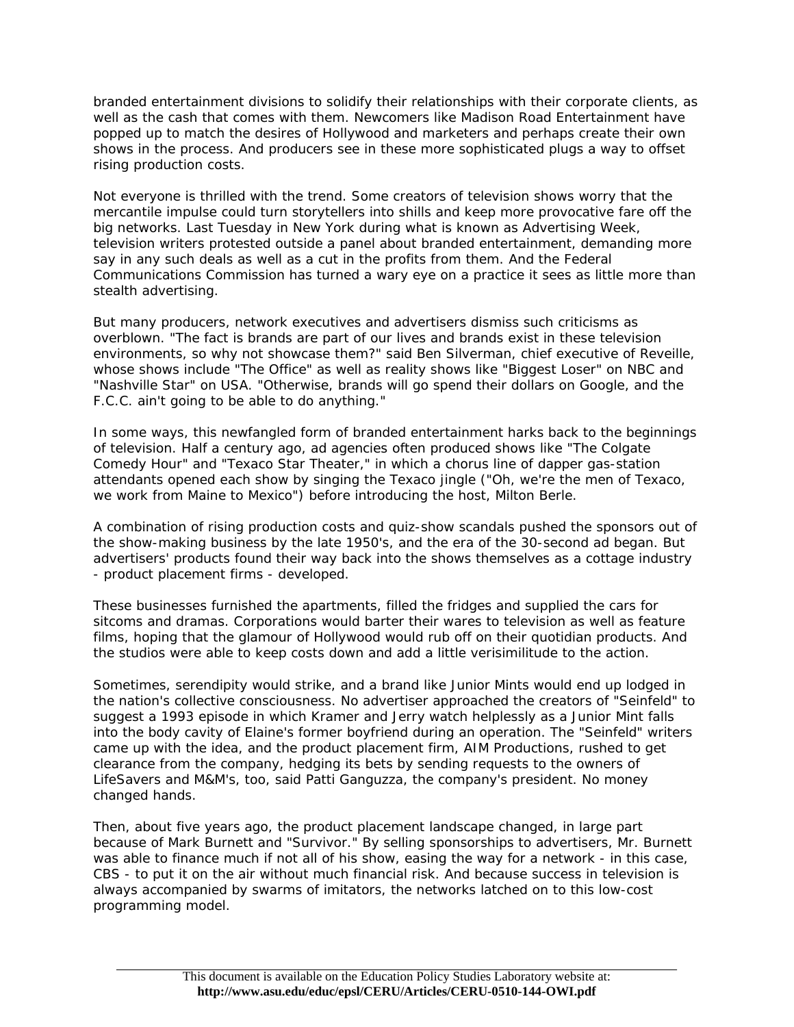branded entertainment divisions to solidify their relationships with their corporate clients, as well as the cash that comes with them. Newcomers like Madison Road Entertainment have popped up to match the desires of Hollywood and marketers and perhaps create their own shows in the process. And producers see in these more sophisticated plugs a way to offset rising production costs.

Not everyone is thrilled with the trend. Some creators of television shows worry that the mercantile impulse could turn storytellers into shills and keep more provocative fare off the big networks. Last Tuesday in New York during what is known as Advertising Week, television writers protested outside a panel about branded entertainment, demanding more say in any such deals as well as a cut in the profits from them. And the Federal Communications Commission has turned a wary eye on a practice it sees as little more than stealth advertising.

But many producers, network executives and advertisers dismiss such criticisms as overblown. "The fact is brands are part of our lives and brands exist in these television environments, so why not showcase them?" said Ben Silverman, chief executive of Reveille, whose shows include "The Office" as well as reality shows like "Biggest Loser" on NBC and "Nashville Star" on USA. "Otherwise, brands will go spend their dollars on Google, and the F.C.C. ain't going to be able to do anything."

In some ways, this newfangled form of branded entertainment harks back to the beginnings of television. Half a century ago, ad agencies often produced shows like "The Colgate Comedy Hour" and "Texaco Star Theater," in which a chorus line of dapper gas-station attendants opened each show by singing the Texaco jingle ("Oh, we're the men of Texaco, we work from Maine to Mexico") before introducing the host, Milton Berle.

A combination of rising production costs and quiz-show scandals pushed the sponsors out of the show-making business by the late 1950's, and the era of the 30-second ad began. But advertisers' products found their way back into the shows themselves as a cottage industry - product placement firms - developed.

These businesses furnished the apartments, filled the fridges and supplied the cars for sitcoms and dramas. Corporations would barter their wares to television as well as feature films, hoping that the glamour of Hollywood would rub off on their quotidian products. And the studios were able to keep costs down and add a little verisimilitude to the action.

Sometimes, serendipity would strike, and a brand like Junior Mints would end up lodged in the nation's collective consciousness. No advertiser approached the creators of "Seinfeld" to suggest a 1993 episode in which Kramer and Jerry watch helplessly as a Junior Mint falls into the body cavity of Elaine's former boyfriend during an operation. The "Seinfeld" writers came up with the idea, and the product placement firm, AIM Productions, rushed to get clearance from the company, hedging its bets by sending requests to the owners of LifeSavers and M&M's, too, said Patti Ganguzza, the company's president. No money changed hands.

Then, about five years ago, the product placement landscape changed, in large part because of Mark Burnett and "Survivor." By selling sponsorships to advertisers, Mr. Burnett was able to finance much if not all of his show, easing the way for a network - in this case, CBS - to put it on the air without much financial risk. And because success in television is always accompanied by swarms of imitators, the networks latched on to this low-cost programming model.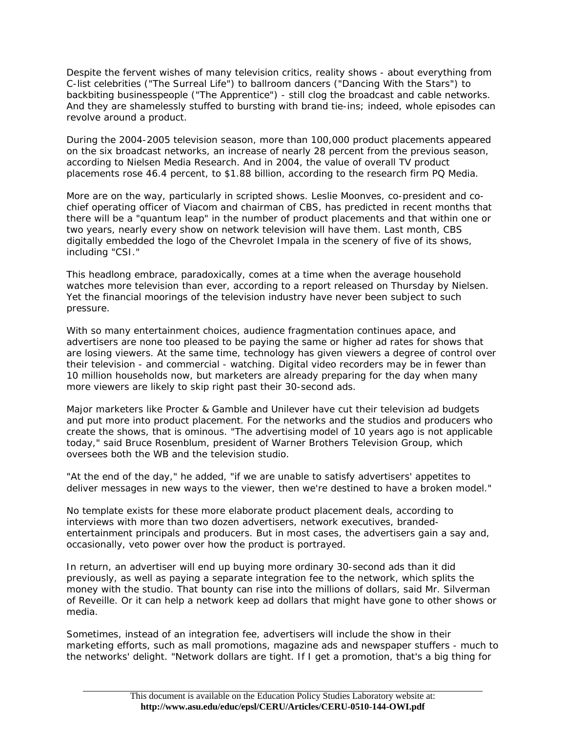Despite the fervent wishes of many television critics, reality shows - about everything from C-list celebrities ("The Surreal Life") to ballroom dancers ("Dancing With the Stars") to backbiting businesspeople ("The Apprentice") - still clog the broadcast and cable networks. And they are shamelessly stuffed to bursting with brand tie-ins; indeed, whole episodes can revolve around a product.

During the 2004-2005 television season, more than 100,000 product placements appeared on the six broadcast networks, an increase of nearly 28 percent from the previous season, according to Nielsen Media Research. And in 2004, the value of overall TV product placements rose 46.4 percent, to $1.88 billion, according to the research firm PQ Media.

More are on the way, particularly in scripted shows. Leslie Moonves, co-president and co-chief operating officer of Viacom and chairman of CBS, has predicted in recent months that there will be a "quantum leap" in the number of product placements and that within one or two years, nearly every show on network television will have them. Last month, CBS digitally embedded the logo of the Chevrolet Impala in the scenery of five of its shows, including "CSI."

This headlong embrace, paradoxically, comes at a time when the average household watches more television than ever, according to a report released on Thursday by Nielsen. Yet the financial moorings of the television industry have never been subject to such pressure.

With so many entertainment choices, audience fragmentation continues apace, and advertisers are none too pleased to be paying the same or higher ad rates for shows that are losing viewers. At the same time, technology has given viewers a degree of control over their television - and commercial - watching. Digital video recorders may be in fewer than 10 million households now, but marketers are already preparing for the day when many more viewers are likely to skip right past their 30-second ads.

Major marketers like Procter & Gamble and Unilever have cut their television ad budgets and put more into product placement. For the networks and the studios and producers who create the shows, that is ominous. "The advertising model of 10 years ago is not applicable today," said Bruce Rosenblum, president of Warner Brothers Television Group, which oversees both the WB and the television studio.

"At the end of the day," he added, "if we are unable to satisfy advertisers' appetites to deliver messages in new ways to the viewer, then we're destined to have a broken model."

No template exists for these more elaborate product placement deals, according to interviews with more than two dozen advertisers, network executives, branded-entertainment principals and producers. But in most cases, the advertisers gain a say and, occasionally, veto power over how the product is portrayed.

In return, an advertiser will end up buying more ordinary 30-second ads than it did previously, as well as paying a separate integration fee to the network, which splits the money with the studio. That bounty can rise into the millions of dollars, said Mr. Silverman of Reveille. Or it can help a network keep ad dollars that might have gone to other shows or media.

Sometimes, instead of an integration fee, advertisers will include the show in their marketing efforts, such as mall promotions, magazine ads and newspaper stuffers - much to the networks' delight. "Network dollars are tight. If I get a promotion, that's a big thing for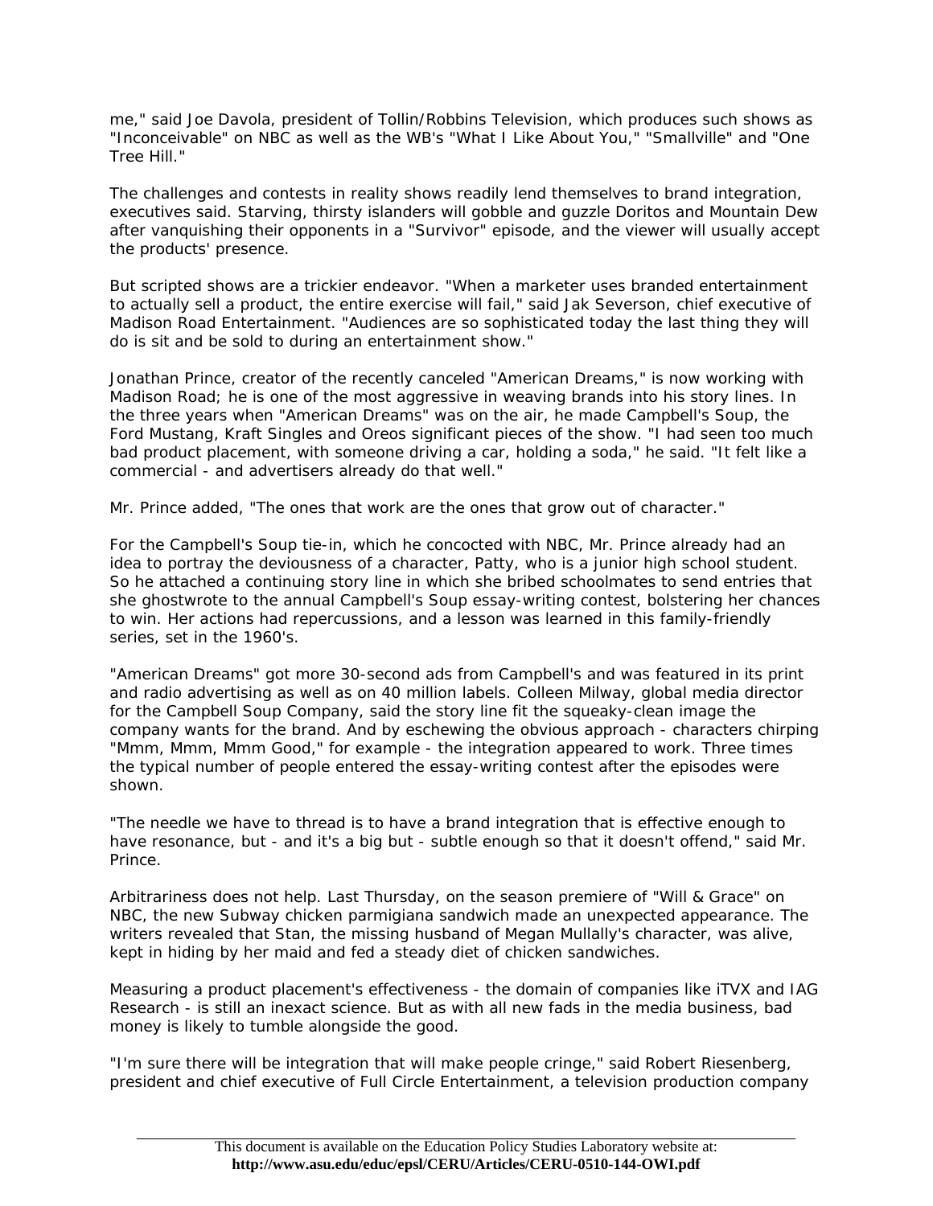me," said Joe Davola, president of Tollin/Robbins Television, which produces such shows as "Inconceivable" on NBC as well as the WB's "What I Like About You," "Smallville" and "One Tree Hill."

The challenges and contests in reality shows readily lend themselves to brand integration, executives said. Starving, thirsty islanders will gobble and guzzle Doritos and Mountain Dew after vanquishing their opponents in a "Survivor" episode, and the viewer will usually accept the products' presence.

But scripted shows are a trickier endeavor. "When a marketer uses branded entertainment to actually sell a product, the entire exercise will fail," said Jak Severson, chief executive of Madison Road Entertainment. "Audiences are so sophisticated today the last thing they will do is sit and be sold to during an entertainment show."

Jonathan Prince, creator of the recently canceled "American Dreams," is now working with Madison Road; he is one of the most aggressive in weaving brands into his story lines. In the three years when "American Dreams" was on the air, he made Campbell's Soup, the Ford Mustang, Kraft Singles and Oreos significant pieces of the show. "I had seen too much bad product placement, with someone driving a car, holding a soda," he said. "It felt like a commercial - and advertisers already do that well."

Mr. Prince added, "The ones that work are the ones that grow out of character."

For the Campbell's Soup tie-in, which he concocted with NBC, Mr. Prince already had an idea to portray the deviousness of a character, Patty, who is a junior high school student. So he attached a continuing story line in which she bribed schoolmates to send entries that she ghostwrote to the annual Campbell's Soup essay-writing contest, bolstering her chances to win. Her actions had repercussions, and a lesson was learned in this family-friendly series, set in the 1960's.

"American Dreams" got more 30-second ads from Campbell's and was featured in its print and radio advertising as well as on 40 million labels. Colleen Milway, global media director for the Campbell Soup Company, said the story line fit the squeaky-clean image the company wants for the brand. And by eschewing the obvious approach - characters chirping "Mmm, Mmm, Mmm Good," for example - the integration appeared to work. Three times the typical number of people entered the essay-writing contest after the episodes were shown.

"The needle we have to thread is to have a brand integration that is effective enough to have resonance, but - and it's a big but - subtle enough so that it doesn't offend," said Mr. Prince.

Arbitrariness does not help. Last Thursday, on the season premiere of "Will & Grace" on NBC, the new Subway chicken parmigiana sandwich made an unexpected appearance. The writers revealed that Stan, the missing husband of Megan Mullally's character, was alive, kept in hiding by her maid and fed a steady diet of chicken sandwiches.

Measuring a product placement's effectiveness - the domain of companies like iTVX and IAG Research - is still an inexact science. But as with all new fads in the media business, bad money is likely to tumble alongside the good.

"I'm sure there will be integration that will make people cringe," said Robert Riesenberg, president and chief executive of Full Circle Entertainment, a television production company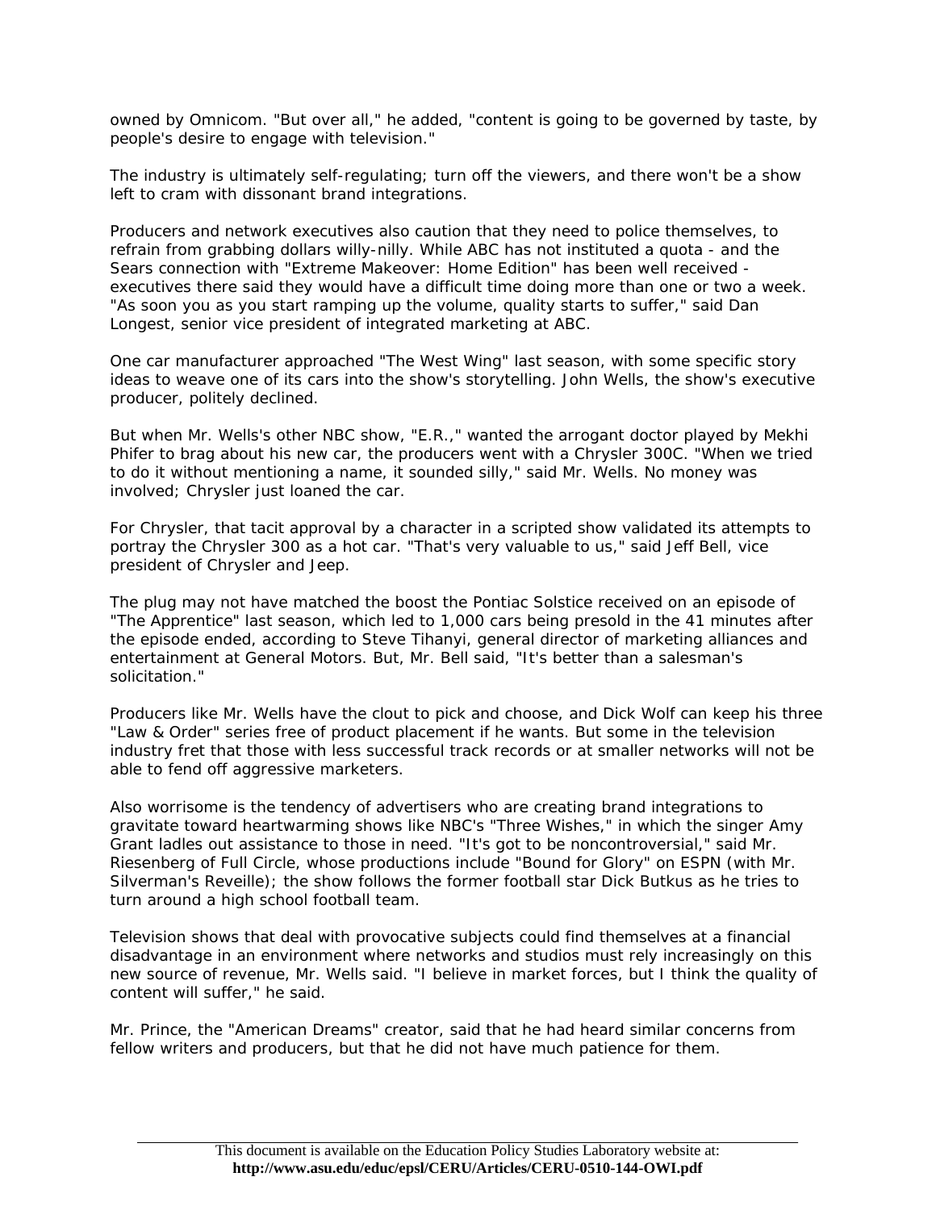owned by Omnicom. "But over all," he added, "content is going to be governed by taste, by people's desire to engage with television."

The industry is ultimately self-regulating; turn off the viewers, and there won't be a show left to cram with dissonant brand integrations.

Producers and network executives also caution that they need to police themselves, to refrain from grabbing dollars willy-nilly. While ABC has not instituted a quota - and the Sears connection with "Extreme Makeover: Home Edition" has been well received - executives there said they would have a difficult time doing more than one or two a week. "As soon you as you start ramping up the volume, quality starts to suffer," said Dan Longest, senior vice president of integrated marketing at ABC.

One car manufacturer approached "The West Wing" last season, with some specific story ideas to weave one of its cars into the show's storytelling. John Wells, the show's executive producer, politely declined.

But when Mr. Wells's other NBC show, "E.R.," wanted the arrogant doctor played by Mekhi Phifer to brag about his new car, the producers went with a Chrysler 300C. "When we tried to do it without mentioning a name, it sounded silly," said Mr. Wells. No money was involved; Chrysler just loaned the car.

For Chrysler, that tacit approval by a character in a scripted show validated its attempts to portray the Chrysler 300 as a hot car. "That's very valuable to us," said Jeff Bell, vice president of Chrysler and Jeep.

The plug may not have matched the boost the Pontiac Solstice received on an episode of "The Apprentice" last season, which led to 1,000 cars being presold in the 41 minutes after the episode ended, according to Steve Tihanyi, general director of marketing alliances and entertainment at General Motors. But, Mr. Bell said, "It's better than a salesman's solicitation."

Producers like Mr. Wells have the clout to pick and choose, and Dick Wolf can keep his three "Law & Order" series free of product placement if he wants. But some in the television industry fret that those with less successful track records or at smaller networks will not be able to fend off aggressive marketers.

Also worrisome is the tendency of advertisers who are creating brand integrations to gravitate toward heartwarming shows like NBC's "Three Wishes," in which the singer Amy Grant ladles out assistance to those in need. "It's got to be noncontroversial," said Mr. Riesenberg of Full Circle, whose productions include "Bound for Glory" on ESPN (with Mr. Silverman's Reveille); the show follows the former football star Dick Butkus as he tries to turn around a high school football team.

Television shows that deal with provocative subjects could find themselves at a financial disadvantage in an environment where networks and studios must rely increasingly on this new source of revenue, Mr. Wells said. "I believe in market forces, but I think the quality of content will suffer," he said.

Mr. Prince, the "American Dreams" creator, said that he had heard similar concerns from fellow writers and producers, but that he did not have much patience for them.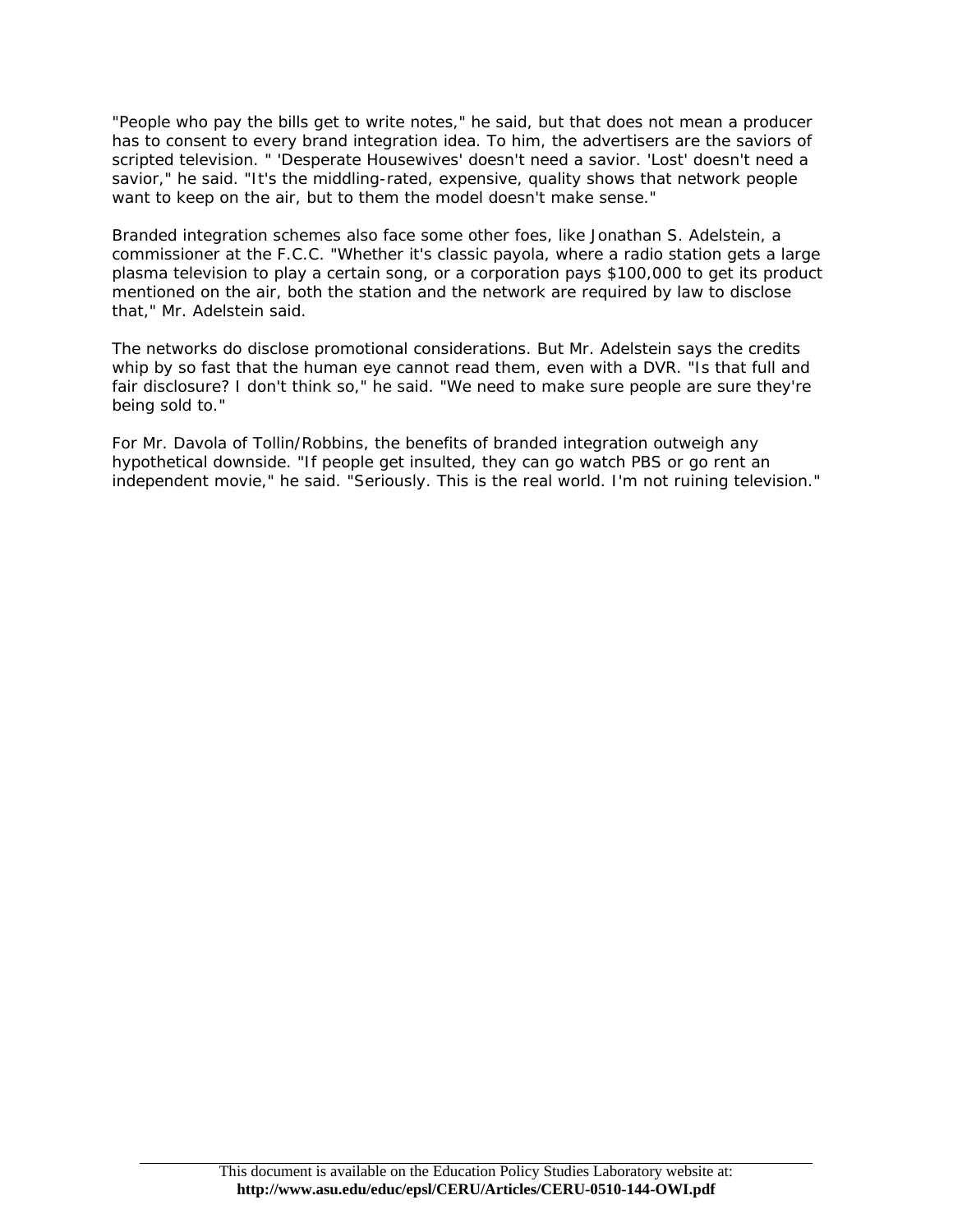"People who pay the bills get to write notes," he said, but that does not mean a producer has to consent to every brand integration idea. To him, the advertisers are the saviors of scripted television. " 'Desperate Housewives' doesn't need a savior. 'Lost' doesn't need a savior," he said. "It's the middling-rated, expensive, quality shows that network people want to keep on the air, but to them the model doesn't make sense."

Branded integration schemes also face some other foes, like Jonathan S. Adelstein, a commissioner at the F.C.C. "Whether it's classic payola, where a radio station gets a large plasma television to play a certain song, or a corporation pays $100,000 to get its product mentioned on the air, both the station and the network are required by law to disclose that," Mr. Adelstein said.

The networks do disclose promotional considerations. But Mr. Adelstein says the credits whip by so fast that the human eye cannot read them, even with a DVR. "Is that full and fair disclosure? I don't think so," he said. "We need to make sure people are sure they're being sold to."

For Mr. Davola of Tollin/Robbins, the benefits of branded integration outweigh any hypothetical downside. "If people get insulted, they can go watch PBS or go rent an independent movie," he said. "Seriously. This is the real world. I'm not ruining television."

This document is available on the Education Policy Studies Laboratory website at:
**http://www.asu.edu/educ/epsl/CERU/Articles/CERU-0510-144-OWI.pdf**